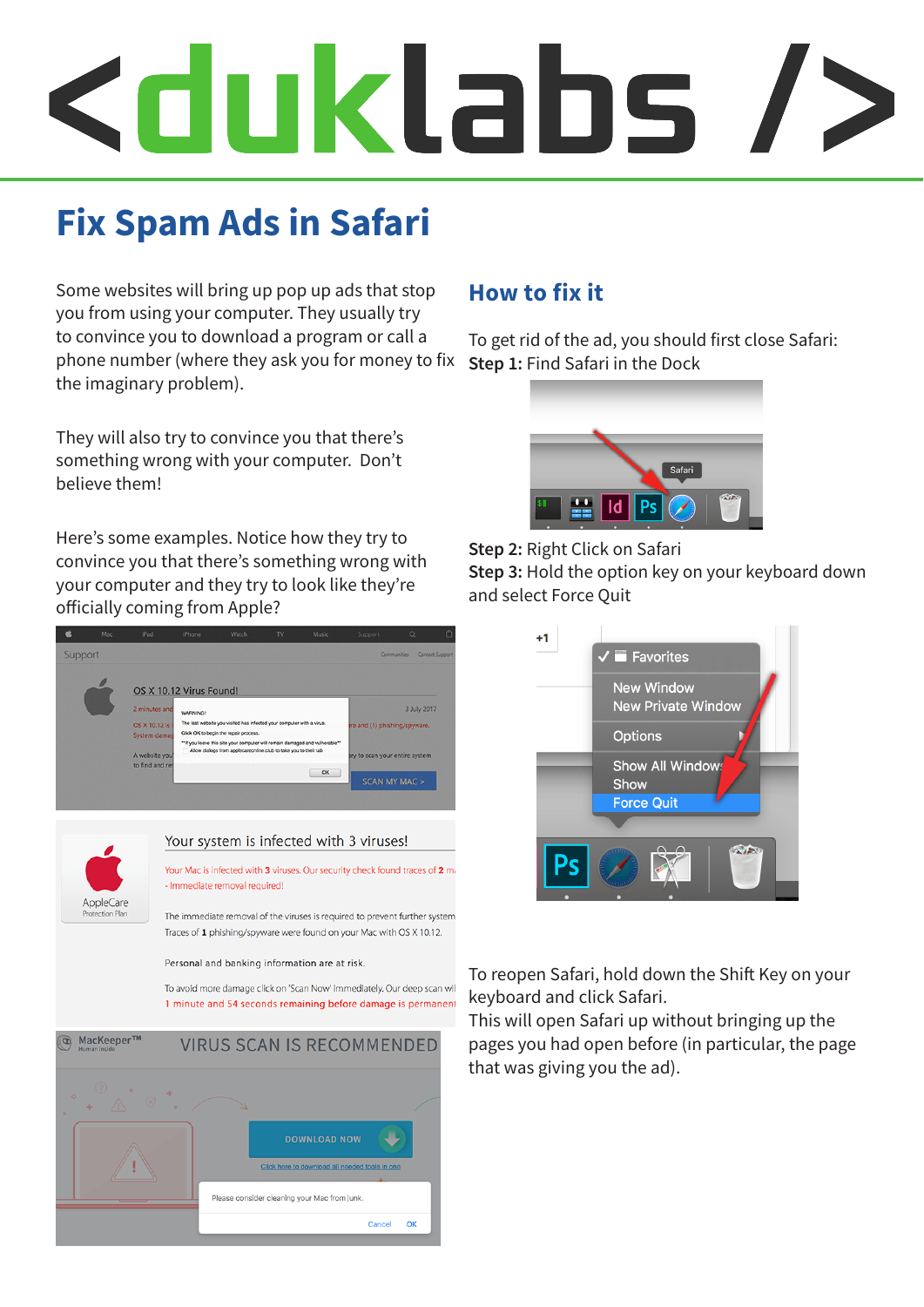# <duklabs />

## Fix Spam Ads in Safari

Some websites will bring up pop up ads that stop you from using your computer. They usually try to convince you to download a program or call a phone number (where they ask you for money to fix the imaginary problem).

They will also try to convince you that there's something wrong with your computer. Don't believe them!

Here's some examples. Notice how they try to convince you that there's something wrong with your computer and they try to look like they're officially coming from Apple?

### How to fix it

To get rid of the ad, you should first close Safari:

**Step 1:** Find Safari in the Dock

**Step 2:** Right Click on Safari

**Step 3:** Hold the option key on your keyboard down and select Force Quit

To reopen Safari, hold down the Shift Key on your keyboard and click Safari.

This will open Safari up without bringing up the pages you had open before (in particular, the page that was giving you the ad).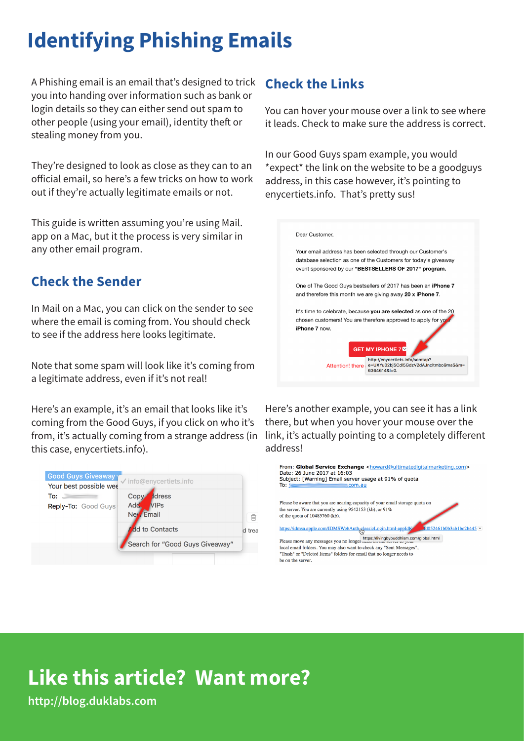# Identifying Phishing Emails

A Phishing email is an email that's designed to trick you into handing over information such as bank or login details so they can either send out spam to other people (using your email), identity theft or stealing money from you.

They're designed to look as close as they can to an official email, so here's a few tricks on how to work out if they're actually legitimate emails or not.

This guide is written assuming you're using Mail. app on a Mac, but it the process is very similar in any other email program.

## Check the Sender

In Mail on a Mac, you can click on the sender to see where the email is coming from. You should check to see if the address here looks legitimate.

Note that some spam will look like it's coming from a legitimate address, even if it's not real!

Here's an example, it's an email that looks like it's coming from the Good Guys, if you click on who it's from, it's actually coming from a strange address (in this case, enycertiets.info).

## Check the Links

You can hover your mouse over a link to see where it leads. Check to make sure the address is correct.

In our Good Guys spam example, you would *expect* the link on the website to be a goodguys address, in this case however, it's pointing to enycertiets.info. That's pretty sus!

Here's another example, you can see it has a link there, but when you hover your mouse over the link, it's actually pointing to a completely different address!

## Like this article? Want more?

http://blog.duklabs.com